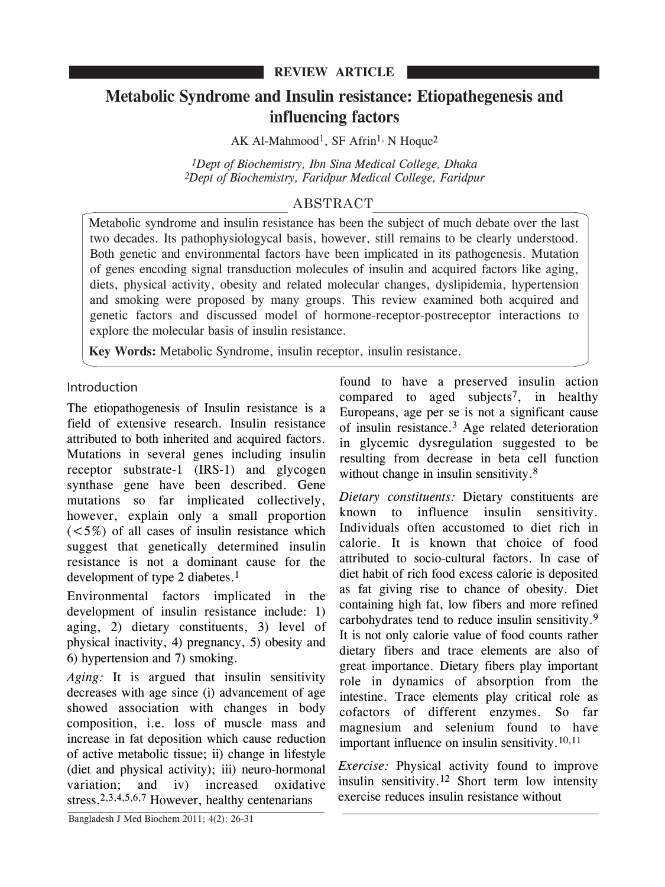**REVIEW ARTICLE**

# Metabolic Syndrome and Insulin resistance: Etiopathegenesis and influencing factors

AK Al-Mahmood[1], SF Afrin[1], N Hoque[2]

*[1]Dept of Biochemistry, Ibn Sina Medical College, Dhaka*
*[2]Dept of Biochemistry, Faridpur Medical College, Faridpur*

## ABSTRACT

Metabolic syndrome and insulin resistance has been the subject of much debate over the last two decades. Its pathophysiologycal basis, however, still remains to be clearly understood. Both genetic and environmental factors have been implicated in its pathogenesis. Mutation of genes encoding signal transduction molecules of insulin and acquired factors like aging, diets, physical activity, obesity and related molecular changes, dyslipidemia, hypertension and smoking were proposed by many groups. This review examined both acquired and genetic factors and discussed model of hormone-receptor-postreceptor interactions to explore the molecular basis of insulin resistance.

**Key Words:** Metabolic Syndrome, insulin receptor, insulin resistance.

## Introduction

The etiopathogenesis of Insulin resistance is a field of extensive research. Insulin resistance attributed to both inherited and acquired factors. Mutations in several genes including insulin receptor substrate-1 (IRS-1) and glycogen synthase gene have been described. Gene mutations so far implicated collectively, however, explain only a small proportion (<5%) of all cases of insulin resistance which suggest that genetically determined insulin resistance is not a dominant cause for the development of type 2 diabetes.[1]

Environmental factors implicated in the development of insulin resistance include: 1) aging, 2) dietary constituents, 3) level of physical inactivity, 4) pregnancy, 5) obesity and 6) hypertension and 7) smoking.

*Aging:* It is argued that insulin sensitivity decreases with age since (i) advancement of age showed association with changes in body composition, i.e. loss of muscle mass and increase in fat deposition which cause reduction of active metabolic tissue; ii) change in lifestyle (diet and physical activity); iii) neuro-hormonal variation; and iv) increased oxidative stress.[2,3,4,5,6,7] However, healthy centenarians found to have a preserved insulin action compared to aged subjects[7], in healthy Europeans, age per se is not a significant cause of insulin resistance.[3] Age related deterioration in glycemic dysregulation suggested to be resulting from decrease in beta cell function without change in insulin sensitivity.[8]

*Dietary constituents:* Dietary constituents are known to influence insulin sensitivity. Individuals often accustomed to diet rich in calorie. It is known that choice of food attributed to socio-cultural factors. In case of diet habit of rich food excess calorie is deposited as fat giving rise to chance of obesity. Diet containing high fat, low fibers and more refined carbohydrates tend to reduce insulin sensitivity.[9] It is not only calorie value of food counts rather dietary fibers and trace elements are also of great importance. Dietary fibers play important role in dynamics of absorption from the intestine. Trace elements play critical role as cofactors of different enzymes. So far magnesium and selenium found to have important influence on insulin sensitivity.[10,11]

*Exercise:* Physical activity found to improve insulin sensitivity.[12] Short term low intensity exercise reduces insulin resistance without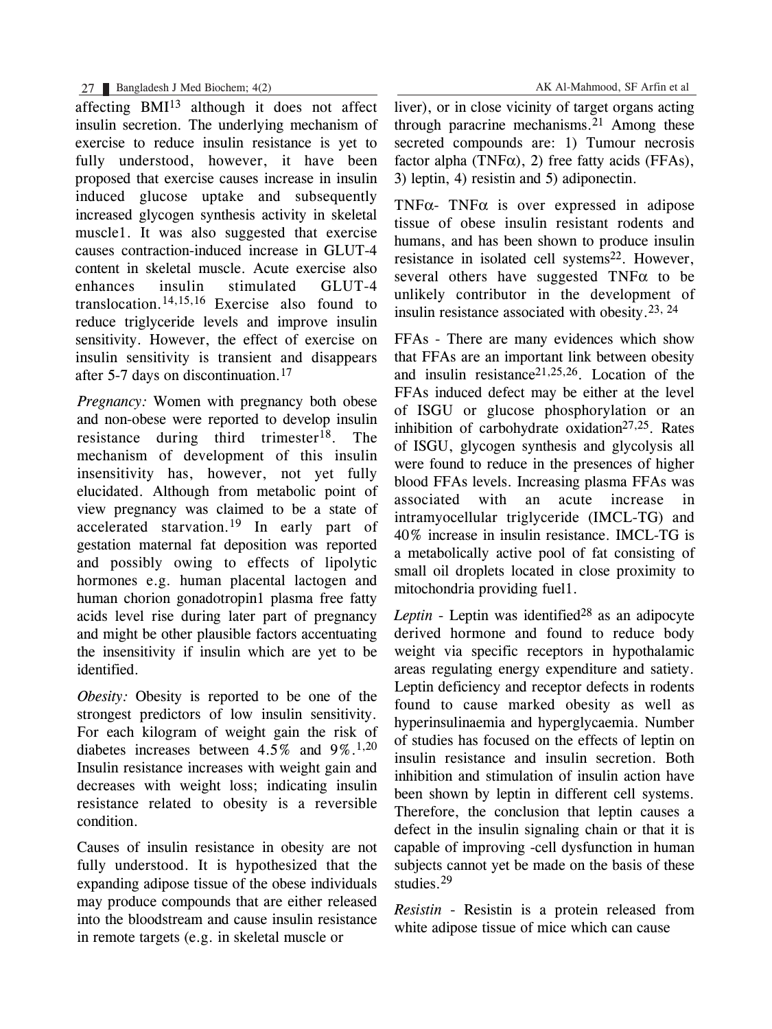affecting BMI[13] although it does not affect insulin secretion. The underlying mechanism of exercise to reduce insulin resistance is yet to fully understood, however, it have been proposed that exercise causes increase in insulin induced glucose uptake and subsequently increased glycogen synthesis activity in skeletal muscle1. It was also suggested that exercise causes contraction-induced increase in GLUT-4 content in skeletal muscle. Acute exercise also enhances insulin stimulated GLUT-4 translocation.[14,15,16] Exercise also found to reduce triglyceride levels and improve insulin sensitivity. However, the effect of exercise on insulin sensitivity is transient and disappears after 5-7 days on discontinuation.[17]

*Pregnancy:* Women with pregnancy both obese and non-obese were reported to develop insulin resistance during third trimester[18]. The mechanism of development of this insulin insensitivity has, however, not yet fully elucidated. Although from metabolic point of view pregnancy was claimed to be a state of accelerated starvation.[19] In early part of gestation maternal fat deposition was reported and possibly owing to effects of lipolytic hormones e.g. human placental lactogen and human chorion gonadotropin1 plasma free fatty acids level rise during later part of pregnancy and might be other plausible factors accentuating the insensitivity if insulin which are yet to be identified.

*Obesity:* Obesity is reported to be one of the strongest predictors of low insulin sensitivity. For each kilogram of weight gain the risk of diabetes increases between 4.5% and 9%.[1,20] Insulin resistance increases with weight gain and decreases with weight loss; indicating insulin resistance related to obesity is a reversible condition.

Causes of insulin resistance in obesity are not fully understood. It is hypothesized that the expanding adipose tissue of the obese individuals may produce compounds that are either released into the bloodstream and cause insulin resistance in remote targets (e.g. in skeletal muscle or liver), or in close vicinity of target organs acting through paracrine mechanisms.[21] Among these secreted compounds are: 1) Tumour necrosis factor alpha (TNF$\alpha$), 2) free fatty acids (FFAs), 3) leptin, 4) resistin and 5) adiponectin.

TNF$\alpha$- TNF$\alpha$ is over expressed in adipose tissue of obese insulin resistant rodents and humans, and has been shown to produce insulin resistance in isolated cell systems[22]. However, several others have suggested TNF$\alpha$ to be unlikely contributor in the development of insulin resistance associated with obesity.[23, 24]

FFAs - There are many evidences which show that FFAs are an important link between obesity and insulin resistance[21,25,26]. Location of the FFAs induced defect may be either at the level of ISGU or glucose phosphorylation or an inhibition of carbohydrate oxidation[27,25]. Rates of ISGU, glycogen synthesis and glycolysis all were found to reduce in the presences of higher blood FFAs levels. Increasing plasma FFAs was associated with an acute increase in intramyocellular triglyceride (IMCL-TG) and 40% increase in insulin resistance. IMCL-TG is a metabolically active pool of fat consisting of small oil droplets located in close proximity to mitochondria providing fuel1.

*Leptin* - Leptin was identified[28] as an adipocyte derived hormone and found to reduce body weight via specific receptors in hypothalamic areas regulating energy expenditure and satiety. Leptin deficiency and receptor defects in rodents found to cause marked obesity as well as hyperinsulinaemia and hyperglycaemia. Number of studies has focused on the effects of leptin on insulin resistance and insulin secretion. Both inhibition and stimulation of insulin action have been shown by leptin in different cell systems. Therefore, the conclusion that leptin causes a defect in the insulin signaling chain or that it is capable of improving -cell dysfunction in human subjects cannot yet be made on the basis of these studies.[29]

*Resistin* - Resistin is a protein released from white adipose tissue of mice which can cause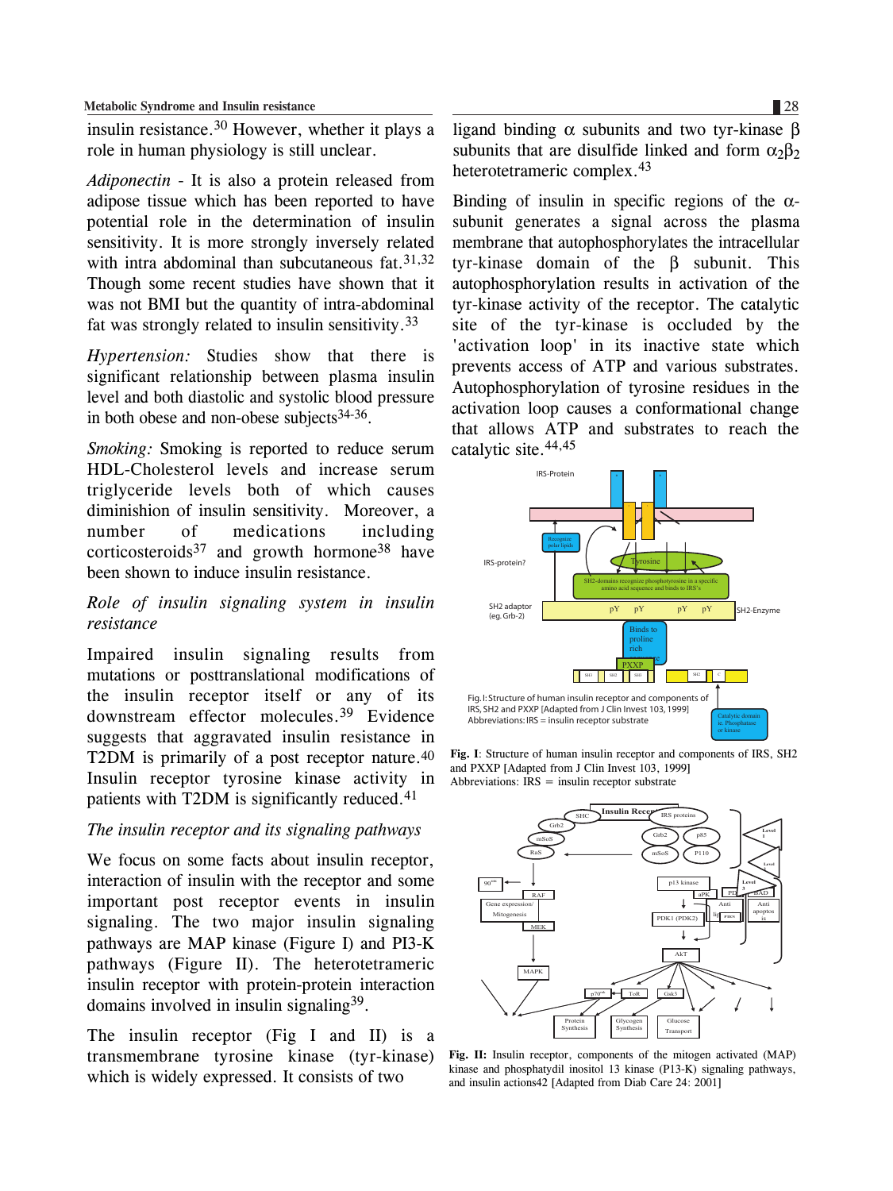insulin resistance.[30] However, whether it plays a role in human physiology is still unclear.

*Adiponectin* - It is also a protein released from adipose tissue which has been reported to have potential role in the determination of insulin sensitivity. It is more strongly inversely related with intra abdominal than subcutaneous fat.[31,32] Though some recent studies have shown that it was not BMI but the quantity of intra-abdominal fat was strongly related to insulin sensitivity.[33]

*Hypertension:* Studies show that there is significant relationship between plasma insulin level and both diastolic and systolic blood pressure in both obese and non-obese subjects[34-36].

*Smoking:* Smoking is reported to reduce serum HDL-Cholesterol levels and increase serum triglyceride levels both of which causes diminishion of insulin sensitivity. Moreover, a number of medications including corticosteroids[37] and growth hormone[38] have been shown to induce insulin resistance.

### *Role of insulin signaling system in insulin resistance*

Impaired insulin signaling results from mutations or posttranslational modifications of the insulin receptor itself or any of its downstream effector molecules.[39] Evidence suggests that aggravated insulin resistance in T2DM is primarily of a post receptor nature.[40] Insulin receptor tyrosine kinase activity in patients with T2DM is significantly reduced.[41]

### *The insulin receptor and its signaling pathways*

We focus on some facts about insulin receptor, interaction of insulin with the receptor and some important post receptor events in insulin signaling. The two major insulin signaling pathways are MAP kinase (Figure I) and PI3-K pathways (Figure II). The heterotetrameric insulin receptor with protein-protein interaction domains involved in insulin signaling[39].

The insulin receptor (Fig I and II) is a transmembrane tyrosine kinase (tyr-kinase) which is widely expressed. It consists of two ligand binding $\alpha$ subunits and two tyr-kinase $\beta$ subunits that are disulfide linked and form $\alpha_2\beta_2$ heterotetrameric complex.[43]

Binding of insulin in specific regions of the $\alpha$-subunit generates a signal across the plasma membrane that autophosphorylates the intracellular tyr-kinase domain of the $\beta$ subunit. This autophosphorylation results in activation of the tyr-kinase activity of the receptor. The catalytic site of the tyr-kinase is occluded by the 'activation loop' in its inactive state which prevents access of ATP and various substrates. Autophosphorylation of tyrosine residues in the activation loop causes a conformational change that allows ATP and substrates to reach the catalytic site.[44,45]

**Fig. I**: Structure of human insulin receptor and components of IRS, SH2 and PXXP [Adapted from J Clin Invest 103, 1999]
Abbreviations: IRS = insulin receptor substrate

**Fig. II:** Insulin receptor, components of the mitogen activated (MAP) kinase and phosphatydil inositol 13 kinase (P13-K) signaling pathways, and insulin actions42 [Adapted from Diab Care 24: 2001]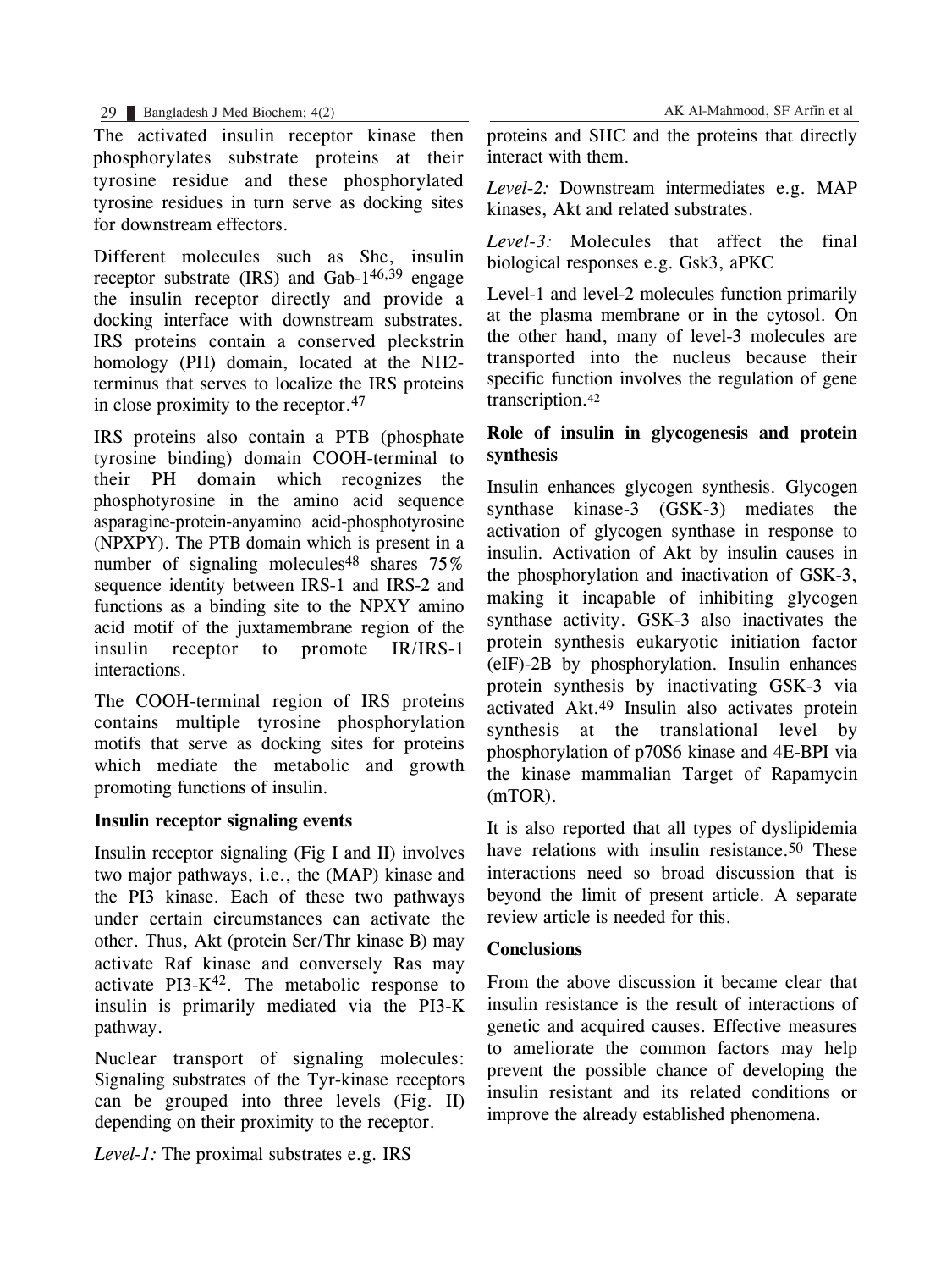The activated insulin receptor kinase then phosphorylates substrate proteins at their tyrosine residue and these phosphorylated tyrosine residues in turn serve as docking sites for downstream effectors.

Different molecules such as Shc, insulin receptor substrate (IRS) and Gab-1[46,39] engage the insulin receptor directly and provide a docking interface with downstream substrates. IRS proteins contain a conserved pleckstrin homology (PH) domain, located at the NH2-terminus that serves to localize the IRS proteins in close proximity to the receptor.[47]

IRS proteins also contain a PTB (phosphate tyrosine binding) domain COOH-terminal to their PH domain which recognizes the phosphotyrosine in the amino acid sequence asparagine-protein-anyamino acid-phosphotyrosine (NPXPY). The PTB domain which is present in a number of signaling molecules[48] shares 75% sequence identity between IRS-1 and IRS-2 and functions as a binding site to the NPXY amino acid motif of the juxtamembrane region of the insulin receptor to promote IR/IRS-1 interactions.

The COOH-terminal region of IRS proteins contains multiple tyrosine phosphorylation motifs that serve as docking sites for proteins which mediate the metabolic and growth promoting functions of insulin.

### Insulin receptor signaling events

Insulin receptor signaling (Fig I and II) involves two major pathways, i.e., the (MAP) kinase and the PI3 kinase. Each of these two pathways under certain circumstances can activate the other. Thus, Akt (protein Ser/Thr kinase B) may activate Raf kinase and conversely Ras may activate PI3-K[42]. The metabolic response to insulin is primarily mediated via the PI3-K pathway.

Nuclear transport of signaling molecules: Signaling substrates of the Tyr-kinase receptors can be grouped into three levels (Fig. II) depending on their proximity to the receptor.

*Level-1:* The proximal substrates e.g. IRS proteins and SHC and the proteins that directly interact with them.

*Level-2:* Downstream intermediates e.g. MAP kinases, Akt and related substrates.

*Level-3:* Molecules that affect the final biological responses e.g. Gsk3, aPKC

Level-1 and level-2 molecules function primarily at the plasma membrane or in the cytosol. On the other hand, many of level-3 molecules are transported into the nucleus because their specific function involves the regulation of gene transcription.[42]

### Role of insulin in glycogenesis and protein synthesis

Insulin enhances glycogen synthesis. Glycogen synthase kinase-3 (GSK-3) mediates the activation of glycogen synthase in response to insulin. Activation of Akt by insulin causes in the phosphorylation and inactivation of GSK-3, making it incapable of inhibiting glycogen synthase activity. GSK-3 also inactivates the protein synthesis eukaryotic initiation factor (eIF)-2B by phosphorylation. Insulin enhances protein synthesis by inactivating GSK-3 via activated Akt.[49] Insulin also activates protein synthesis at the translational level by phosphorylation of p70S6 kinase and 4E-BPI via the kinase mammalian Target of Rapamycin (mTOR).

It is also reported that all types of dyslipidemia have relations with insulin resistance.[50] These interactions need so broad discussion that is beyond the limit of present article. A separate review article is needed for this.

### Conclusions

From the above discussion it became clear that insulin resistance is the result of interactions of genetic and acquired causes. Effective measures to ameliorate the common factors may help prevent the possible chance of developing the insulin resistant and its related conditions or improve the already established phenomena.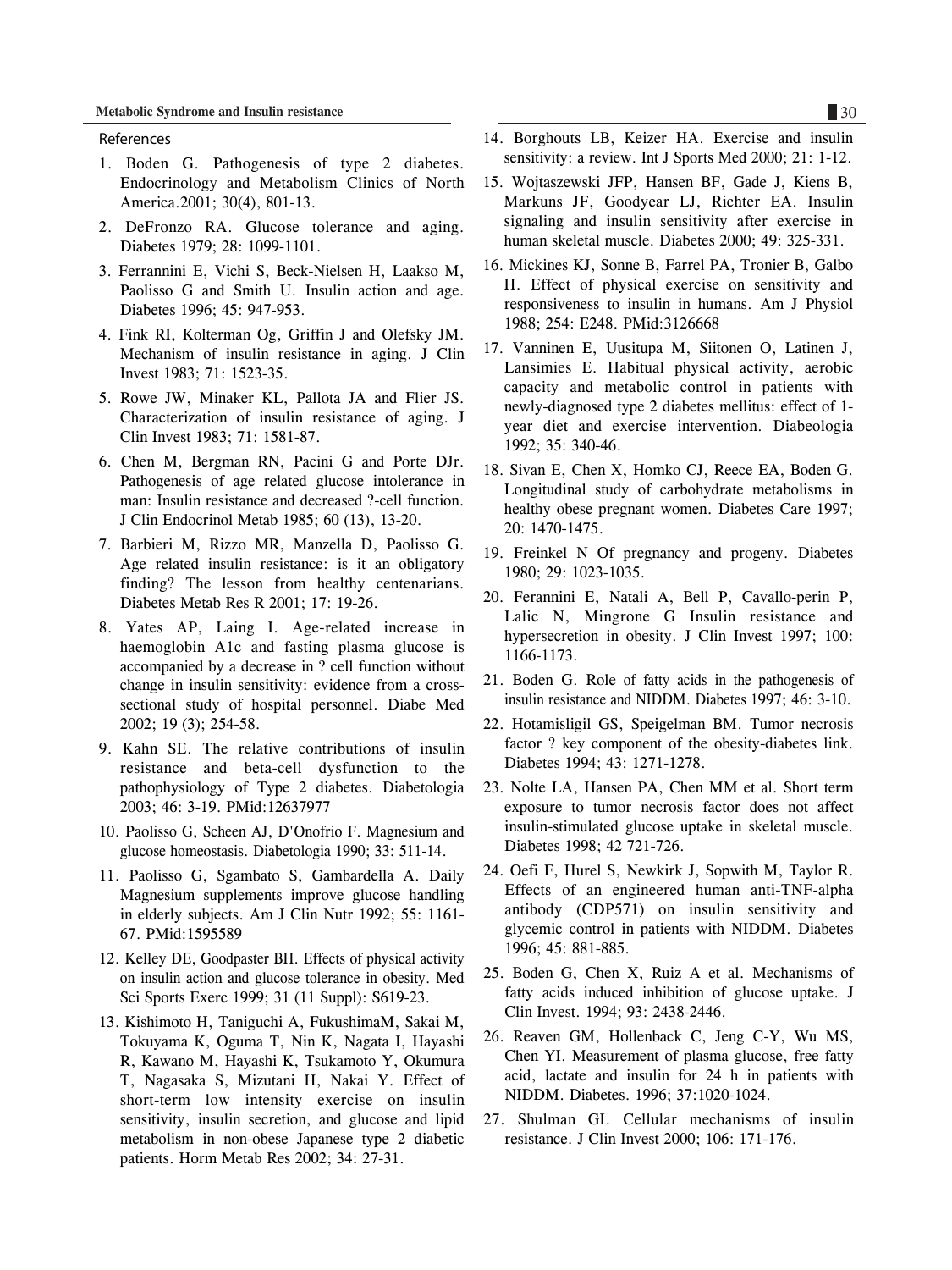References

1. Boden G. Pathogenesis of type 2 diabetes. Endocrinology and Metabolism Clinics of North America.2001; 30(4), 801-13.
2. DeFronzo RA. Glucose tolerance and aging. Diabetes 1979; 28: 1099-1101.
3. Ferrannini E, Vichi S, Beck-Nielsen H, Laakso M, Paolisso G and Smith U. Insulin action and age. Diabetes 1996; 45: 947-953.
4. Fink RI, Kolterman Og, Griffin J and Olefsky JM. Mechanism of insulin resistance in aging. J Clin Invest 1983; 71: 1523-35.
5. Rowe JW, Minaker KL, Pallota JA and Flier JS. Characterization of insulin resistance of aging. J Clin Invest 1983; 71: 1581-87.
6. Chen M, Bergman RN, Pacini G and Porte DJr. Pathogenesis of age related glucose intolerance in man: Insulin resistance and decreased ?-cell function. J Clin Endocrinol Metab 1985; 60 (13), 13-20.
7. Barbieri M, Rizzo MR, Manzella D, Paolisso G. Age related insulin resistance: is it an obligatory finding? The lesson from healthy centenarians. Diabetes Metab Res R 2001; 17: 19-26.
8. Yates AP, Laing I. Age-related increase in haemoglobin A1c and fasting plasma glucose is accompanied by a decrease in ? cell function without change in insulin sensitivity: evidence from a cross-sectional study of hospital personnel. Diabe Med 2002; 19 (3); 254-58.
9. Kahn SE. The relative contributions of insulin resistance and beta-cell dysfunction to the pathophysiology of Type 2 diabetes. Diabetologia 2003; 46: 3-19. PMid:12637977
10. Paolisso G, Scheen AJ, D'Onofrio F. Magnesium and glucose homeostasis. Diabetologia 1990; 33: 511-14.
11. Paolisso G, Sgambato S, Gambardella A. Daily Magnesium supplements improve glucose handling in elderly subjects. Am J Clin Nutr 1992; 55: 1161-67. PMid:1595589
12. Kelley DE, Goodpaster BH. Effects of physical activity on insulin action and glucose tolerance in obesity. Med Sci Sports Exerc 1999; 31 (11 Suppl): S619-23.
13. Kishimoto H, Taniguchi A, FukushimaM, Sakai M, Tokuyama K, Oguma T, Nin K, Nagata I, Hayashi R, Kawano M, Hayashi K, Tsukamoto Y, Okumura T, Nagasaka S, Mizutani H, Nakai Y. Effect of short-term low intensity exercise on insulin sensitivity, insulin secretion, and glucose and lipid metabolism in non-obese Japanese type 2 diabetic patients. Horm Metab Res 2002; 34: 27-31.
14. Borghouts LB, Keizer HA. Exercise and insulin sensitivity: a review. Int J Sports Med 2000; 21: 1-12.
15. Wojtaszewski JFP, Hansen BF, Gade J, Kiens B, Markuns JF, Goodyear LJ, Richter EA. Insulin signaling and insulin sensitivity after exercise in human skeletal muscle. Diabetes 2000; 49: 325-331.
16. Mickines KJ, Sonne B, Farrel PA, Tronier B, Galbo H. Effect of physical exercise on sensitivity and responsiveness to insulin in humans. Am J Physiol 1988; 254: E248. PMid:3126668
17. Vanninen E, Uusitupa M, Siitonen O, Latinen J, Lansimies E. Habitual physical activity, aerobic capacity and metabolic control in patients with newly-diagnosed type 2 diabetes mellitus: effect of 1-year diet and exercise intervention. Diabeologia 1992; 35: 340-46.
18. Sivan E, Chen X, Homko CJ, Reece EA, Boden G. Longitudinal study of carbohydrate metabolisms in healthy obese pregnant women. Diabetes Care 1997; 20: 1470-1475.
19. Freinkel N Of pregnancy and progeny. Diabetes 1980; 29: 1023-1035.
20. Ferannini E, Natali A, Bell P, Cavallo-perin P, Lalic N, Mingrone G Insulin resistance and hypersecretion in obesity. J Clin Invest 1997; 100: 1166-1173.
21. Boden G. Role of fatty acids in the pathogenesis of insulin resistance and NIDDM. Diabetes 1997; 46: 3-10.
22. Hotamisligil GS, Speigelman BM. Tumor necrosis factor ? key component of the obesity-diabetes link. Diabetes 1994; 43: 1271-1278.
23. Nolte LA, Hansen PA, Chen MM et al. Short term exposure to tumor necrosis factor does not affect insulin-stimulated glucose uptake in skeletal muscle. Diabetes 1998; 42 721-726.
24. Oefi F, Hurel S, Newkirk J, Sopwith M, Taylor R. Effects of an engineered human anti-TNF-alpha antibody (CDP571) on insulin sensitivity and glycemic control in patients with NIDDM. Diabetes 1996; 45: 881-885.
25. Boden G, Chen X, Ruiz A et al. Mechanisms of fatty acids induced inhibition of glucose uptake. J Clin Invest. 1994; 93: 2438-2446.
26. Reaven GM, Hollenback C, Jeng C-Y, Wu MS, Chen YI. Measurement of plasma glucose, free fatty acid, lactate and insulin for 24 h in patients with NIDDM. Diabetes. 1996; 37:1020-1024.
27. Shulman GI. Cellular mechanisms of insulin resistance. J Clin Invest 2000; 106: 171-176.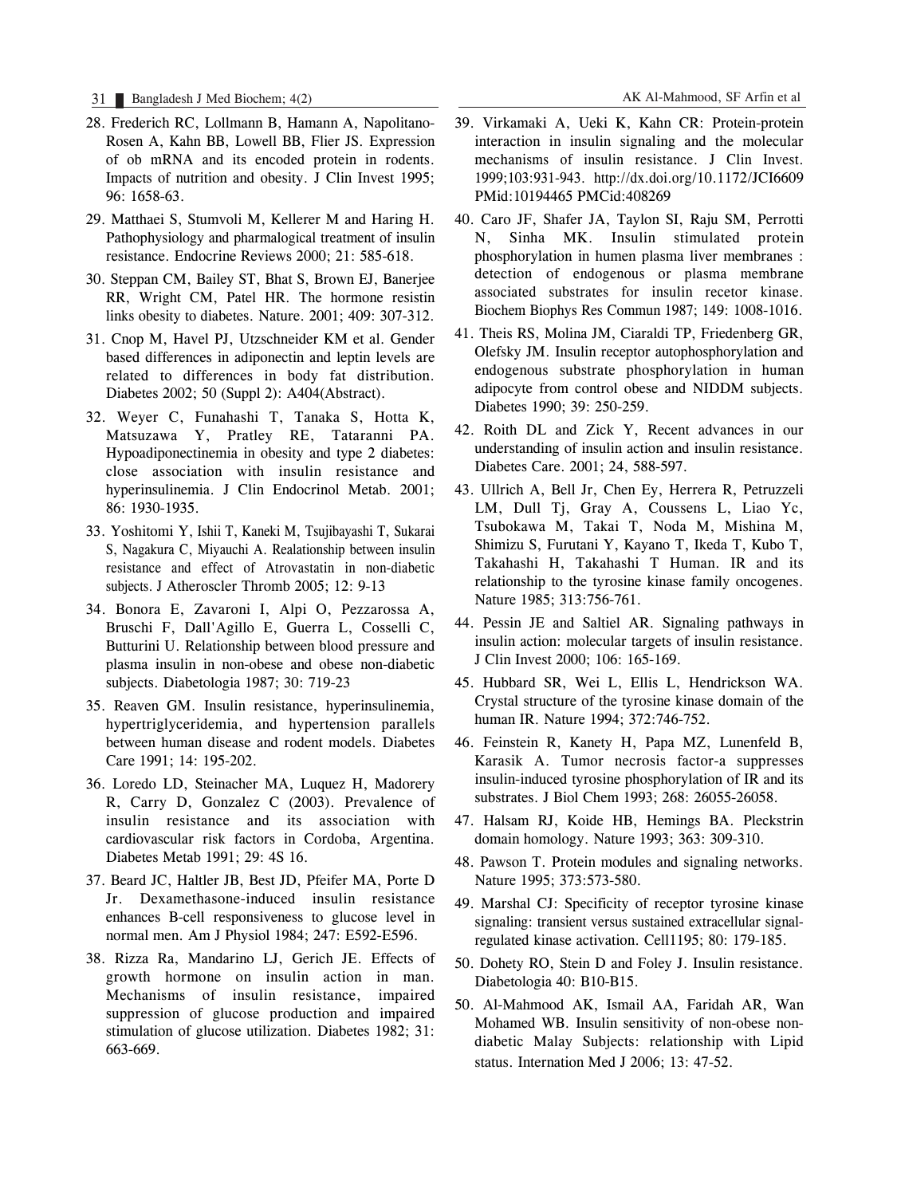28. Frederich RC, Lollmann B, Hamann A, Napolitano-Rosen A, Kahn BB, Lowell BB, Flier JS. Expression of ob mRNA and its encoded protein in rodents. Impacts of nutrition and obesity. J Clin Invest 1995; 96: 1658-63.

29. Matthaei S, Stumvoli M, Kellerer M and Haring H. Pathophysiology and pharmalogical treatment of insulin resistance. Endocrine Reviews 2000; 21: 585-618.

30. Steppan CM, Bailey ST, Bhat S, Brown EJ, Banerjee RR, Wright CM, Patel HR. The hormone resistin links obesity to diabetes. Nature. 2001; 409: 307-312.

31. Cnop M, Havel PJ, Utzschneider KM et al. Gender based differences in adiponectin and leptin levels are related to differences in body fat distribution. Diabetes 2002; 50 (Suppl 2): A404(Abstract).

32. Weyer C, Funahashi T, Tanaka S, Hotta K, Matsuzawa Y, Pratley RE, Tataranni PA. Hypoadiponectinemia in obesity and type 2 diabetes: close association with insulin resistance and hyperinsulinemia. J Clin Endocrinol Metab. 2001; 86: 1930-1935.

33. Yoshitomi Y, Ishii T, Kaneki M, Tsujibayashi T, Sukarai S, Nagakura C, Miyauchi A. Realationship between insulin resistance and effect of Atrovastatin in non-diabetic subjects. J Atheroscler Thromb 2005; 12: 9-13

34. Bonora E, Zavaroni I, Alpi O, Pezzarossa A, Bruschi F, Dall'Agillo E, Guerra L, Cosselli C, Butturini U. Relationship between blood pressure and plasma insulin in non-obese and obese non-diabetic subjects. Diabetologia 1987; 30: 719-23

35. Reaven GM. Insulin resistance, hyperinsulinemia, hypertriglyceridemia, and hypertension parallels between human disease and rodent models. Diabetes Care 1991; 14: 195-202.

36. Loredo LD, Steinacher MA, Luquez H, Madorery R, Carry D, Gonzalez C (2003). Prevalence of insulin resistance and its association with cardiovascular risk factors in Cordoba, Argentina. Diabetes Metab 1991; 29: 4S 16.

37. Beard JC, Haltler JB, Best JD, Pfeifer MA, Porte D Jr. Dexamethasone-induced insulin resistance enhances B-cell responsiveness to glucose level in normal men. Am J Physiol 1984; 247: E592-E596.

38. Rizza Ra, Mandarino LJ, Gerich JE. Effects of growth hormone on insulin action in man. Mechanisms of insulin resistance, impaired suppression of glucose production and impaired stimulation of glucose utilization. Diabetes 1982; 31: 663-669.

39. Virkamaki A, Ueki K, Kahn CR: Protein-protein interaction in insulin signaling and the molecular mechanisms of insulin resistance. J Clin Invest. 1999;103:931-943. http://dx.doi.org/10.1172/JCI6609 PMid:10194465 PMCid:408269

40. Caro JF, Shafer JA, Taylon SI, Raju SM, Perrotti N, Sinha MK. Insulin stimulated protein phosphorylation in humen plasma liver membranes : detection of endogenous or plasma membrane associated substrates for insulin recetor kinase. Biochem Biophys Res Commun 1987; 149: 1008-1016.

41. Theis RS, Molina JM, Ciaraldi TP, Friedenberg GR, Olefsky JM. Insulin receptor autophosphorylation and endogenous substrate phosphorylation in human adipocyte from control obese and NIDDM subjects. Diabetes 1990; 39: 250-259.

42. Roith DL and Zick Y, Recent advances in our understanding of insulin action and insulin resistance. Diabetes Care. 2001; 24, 588-597.

43. Ullrich A, Bell Jr, Chen Ey, Herrera R, Petruzzeli LM, Dull Tj, Gray A, Coussens L, Liao Yc, Tsubokawa M, Takai T, Noda M, Mishina M, Shimizu S, Furutani Y, Kayano T, Ikeda T, Kubo T, Takahashi H, Takahashi T Human. IR and its relationship to the tyrosine kinase family oncogenes. Nature 1985; 313:756-761.

44. Pessin JE and Saltiel AR. Signaling pathways in insulin action: molecular targets of insulin resistance. J Clin Invest 2000; 106: 165-169.

45. Hubbard SR, Wei L, Ellis L, Hendrickson WA. Crystal structure of the tyrosine kinase domain of the human IR. Nature 1994; 372:746-752.

46. Feinstein R, Kanety H, Papa MZ, Lunenfeld B, Karasik A. Tumor necrosis factor-a suppresses insulin-induced tyrosine phosphorylation of IR and its substrates. J Biol Chem 1993; 268: 26055-26058.

47. Halsam RJ, Koide HB, Hemings BA. Pleckstrin domain homology. Nature 1993; 363: 309-310.

48. Pawson T. Protein modules and signaling networks. Nature 1995; 373:573-580.

49. Marshal CJ: Specificity of receptor tyrosine kinase signaling: transient versus sustained extracellular signal-regulated kinase activation. Cell1195; 80: 179-185.

50. Dohety RO, Stein D and Foley J. Insulin resistance. Diabetologia 40: B10-B15.

50. Al-Mahmood AK, Ismail AA, Faridah AR, Wan Mohamed WB. Insulin sensitivity of non-obese non-diabetic Malay Subjects: relationship with Lipid status. Internation Med J 2006; 13: 47-52.